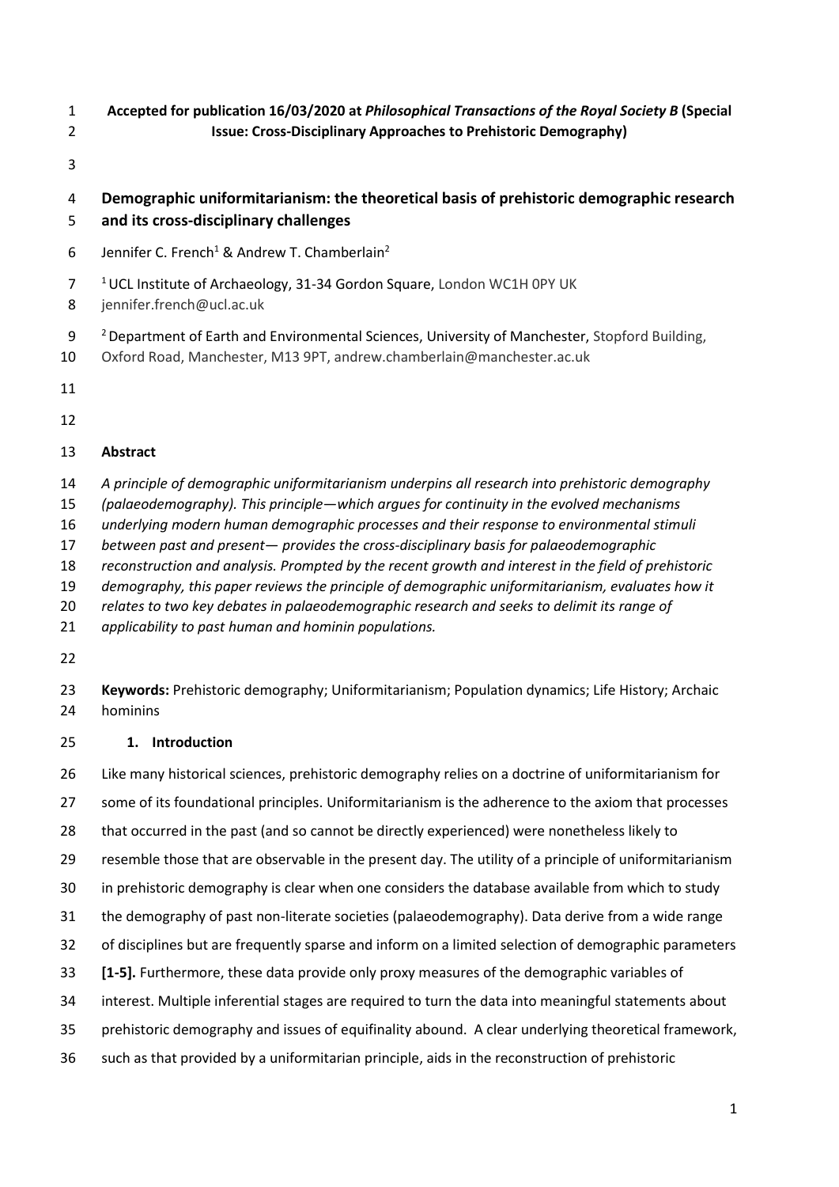**Accepted for publication 16/03/2020 at *Philosophical Transactions of the Royal Society B* (Special Issue: Cross-Disciplinary Approaches to Prehistoric Demography)**

# Demographic uniformitarianism: the theoretical basis of prehistoric demographic research and its cross-disciplinary challenges

Jennifer C. French[1] & Andrew T. Chamberlain[2]

[1] UCL Institute of Archaeology, 31-34 Gordon Square, London WC1H 0PY UK
jennifer.french@ucl.ac.uk

[2] Department of Earth and Environmental Sciences, University of Manchester, Stopford Building, Oxford Road, Manchester, M13 9PT, andrew.chamberlain@manchester.ac.uk

## Abstract

*A principle of demographic uniformitarianism underpins all research into prehistoric demography (palaeodemography). This principle—which argues for continuity in the evolved mechanisms underlying modern human demographic processes and their response to environmental stimuli between past and present— provides the cross-disciplinary basis for palaeodemographic reconstruction and analysis. Prompted by the recent growth and interest in the field of prehistoric demography, this paper reviews the principle of demographic uniformitarianism, evaluates how it relates to two key debates in palaeodemographic research and seeks to delimit its range of applicability to past human and hominin populations.*

**Keywords:** Prehistoric demography; Uniformitarianism; Population dynamics; Life History; Archaic hominins

## 1. Introduction

Like many historical sciences, prehistoric demography relies on a doctrine of uniformitarianism for some of its foundational principles. Uniformitarianism is the adherence to the axiom that processes that occurred in the past (and so cannot be directly experienced) were nonetheless likely to resemble those that are observable in the present day. The utility of a principle of uniformitarianism in prehistoric demography is clear when one considers the database available from which to study the demography of past non-literate societies (palaeodemography). Data derive from a wide range of disciplines but are frequently sparse and inform on a limited selection of demographic parameters **[1-5].** Furthermore, these data provide only proxy measures of the demographic variables of interest. Multiple inferential stages are required to turn the data into meaningful statements about prehistoric demography and issues of equifinality abound. A clear underlying theoretical framework, such as that provided by a uniformitarian principle, aids in the reconstruction of prehistoric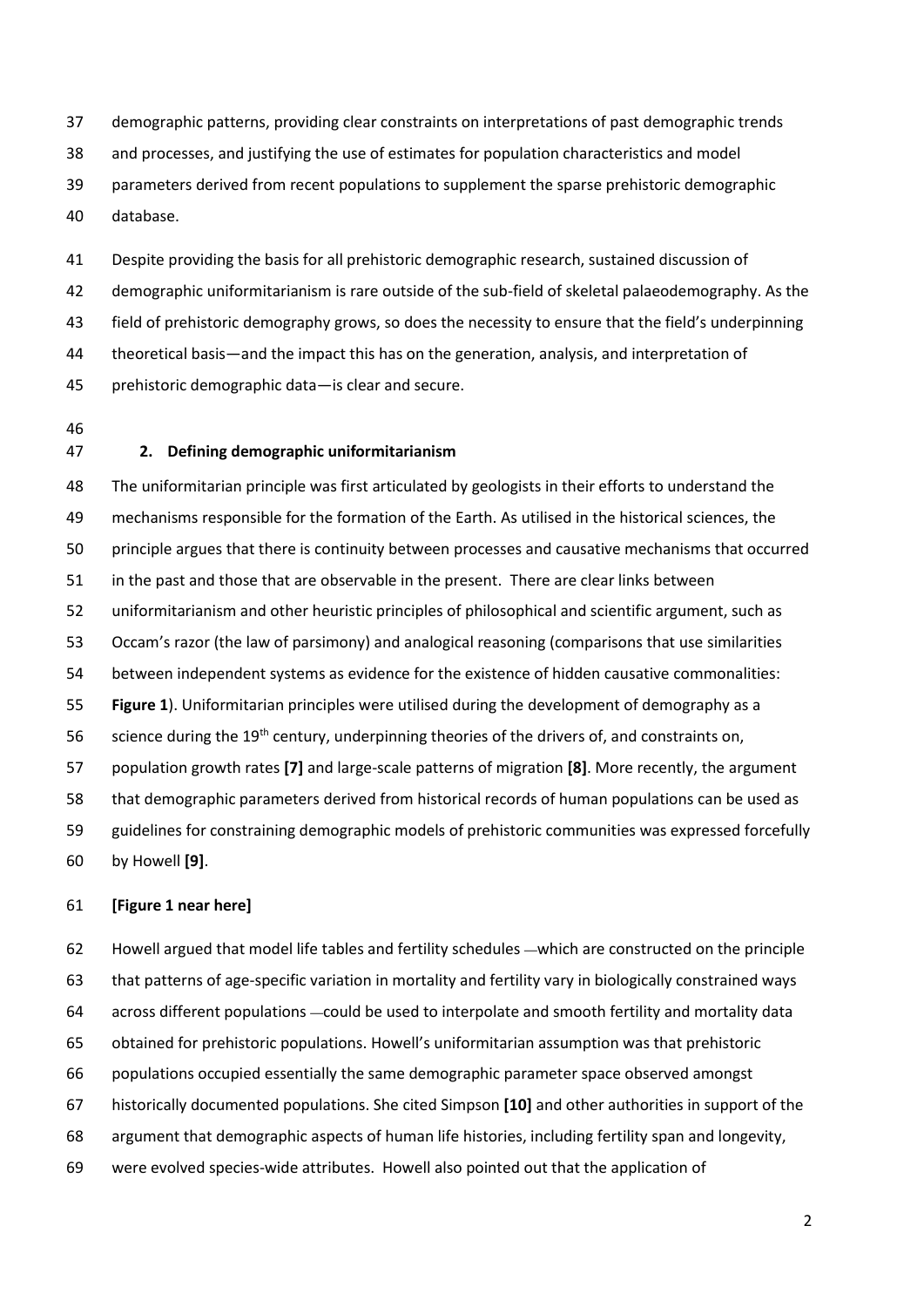demographic patterns, providing clear constraints on interpretations of past demographic trends and processes, and justifying the use of estimates for population characteristics and model parameters derived from recent populations to supplement the sparse prehistoric demographic database.

Despite providing the basis for all prehistoric demographic research, sustained discussion of demographic uniformitarianism is rare outside of the sub-field of skeletal palaeodemography. As the field of prehistoric demography grows, so does the necessity to ensure that the field's underpinning theoretical basis—and the impact this has on the generation, analysis, and interpretation of prehistoric demographic data—is clear and secure.

## 2. Defining demographic uniformitarianism

The uniformitarian principle was first articulated by geologists in their efforts to understand the mechanisms responsible for the formation of the Earth. As utilised in the historical sciences, the principle argues that there is continuity between processes and causative mechanisms that occurred in the past and those that are observable in the present. There are clear links between uniformitarianism and other heuristic principles of philosophical and scientific argument, such as Occam's razor (the law of parsimony) and analogical reasoning (comparisons that use similarities between independent systems as evidence for the existence of hidden causative commonalities: **Figure 1**). Uniformitarian principles were utilised during the development of demography as a science during the 19th century, underpinning theories of the drivers of, and constraints on, population growth rates **[7]** and large-scale patterns of migration **[8]**. More recently, the argument that demographic parameters derived from historical records of human populations can be used as guidelines for constraining demographic models of prehistoric communities was expressed forcefully by Howell **[9]**.

**[Figure 1 near here]**

Howell argued that model life tables and fertility schedules —which are constructed on the principle that patterns of age-specific variation in mortality and fertility vary in biologically constrained ways across different populations —could be used to interpolate and smooth fertility and mortality data obtained for prehistoric populations. Howell's uniformitarian assumption was that prehistoric populations occupied essentially the same demographic parameter space observed amongst historically documented populations. She cited Simpson **[10]** and other authorities in support of the argument that demographic aspects of human life histories, including fertility span and longevity, were evolved species-wide attributes. Howell also pointed out that the application of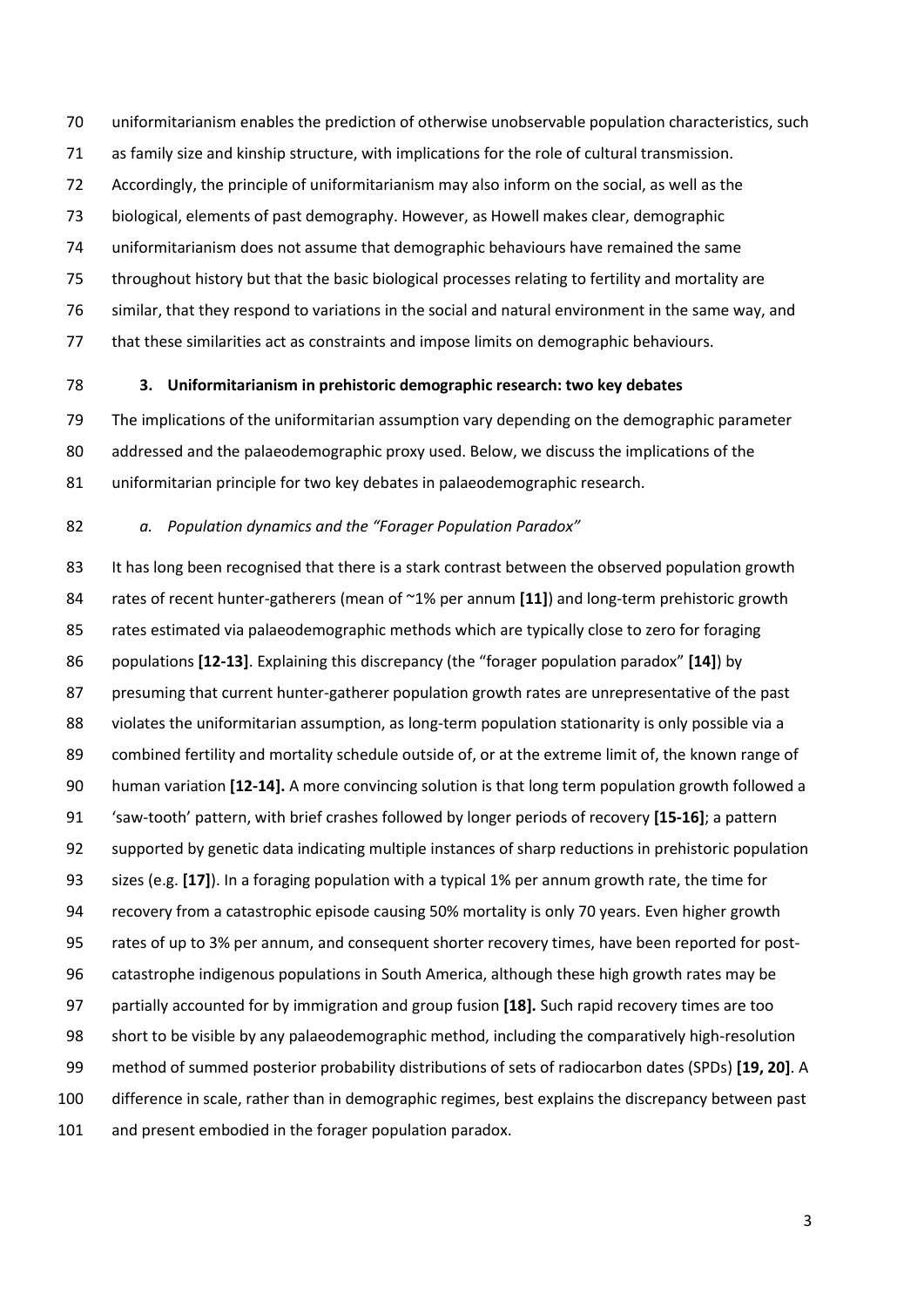uniformitarianism enables the prediction of otherwise unobservable population characteristics, such as family size and kinship structure, with implications for the role of cultural transmission. Accordingly, the principle of uniformitarianism may also inform on the social, as well as the biological, elements of past demography. However, as Howell makes clear, demographic uniformitarianism does not assume that demographic behaviours have remained the same throughout history but that the basic biological processes relating to fertility and mortality are similar, that they respond to variations in the social and natural environment in the same way, and that these similarities act as constraints and impose limits on demographic behaviours.

## 3. Uniformitarianism in prehistoric demographic research: two key debates

The implications of the uniformitarian assumption vary depending on the demographic parameter addressed and the palaeodemographic proxy used. Below, we discuss the implications of the uniformitarian principle for two key debates in palaeodemographic research.

### *a. Population dynamics and the "Forager Population Paradox"*

It has long been recognised that there is a stark contrast between the observed population growth rates of recent hunter-gatherers (mean of ~1% per annum **[11]**) and long-term prehistoric growth rates estimated via palaeodemographic methods which are typically close to zero for foraging populations **[12-13]**. Explaining this discrepancy (the "forager population paradox" **[14]**) by presuming that current hunter-gatherer population growth rates are unrepresentative of the past violates the uniformitarian assumption, as long-term population stationarity is only possible via a combined fertility and mortality schedule outside of, or at the extreme limit of, the known range of human variation **[12-14].** A more convincing solution is that long term population growth followed a 'saw-tooth' pattern, with brief crashes followed by longer periods of recovery **[15-16]**; a pattern supported by genetic data indicating multiple instances of sharp reductions in prehistoric population sizes (e.g. **[17]**). In a foraging population with a typical 1% per annum growth rate, the time for recovery from a catastrophic episode causing 50% mortality is only 70 years. Even higher growth rates of up to 3% per annum, and consequent shorter recovery times, have been reported for post-catastrophe indigenous populations in South America, although these high growth rates may be partially accounted for by immigration and group fusion **[18].** Such rapid recovery times are too short to be visible by any palaeodemographic method, including the comparatively high-resolution method of summed posterior probability distributions of sets of radiocarbon dates (SPDs) **[19, 20]**. A difference in scale, rather than in demographic regimes, best explains the discrepancy between past and present embodied in the forager population paradox.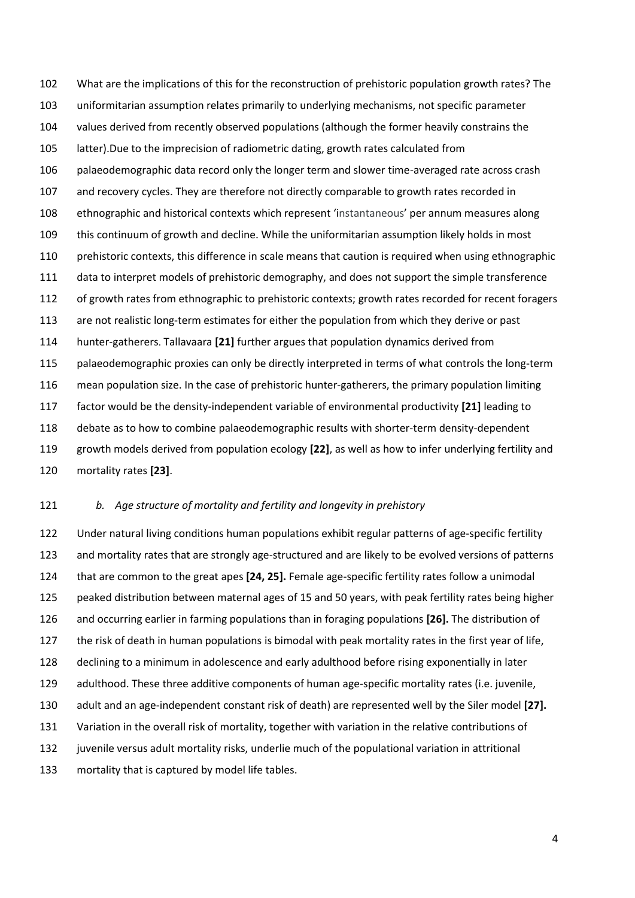What are the implications of this for the reconstruction of prehistoric population growth rates? The uniformitarian assumption relates primarily to underlying mechanisms, not specific parameter values derived from recently observed populations (although the former heavily constrains the latter).Due to the imprecision of radiometric dating, growth rates calculated from palaeodemographic data record only the longer term and slower time-averaged rate across crash and recovery cycles. They are therefore not directly comparable to growth rates recorded in ethnographic and historical contexts which represent 'instantaneous' per annum measures along this continuum of growth and decline. While the uniformitarian assumption likely holds in most prehistoric contexts, this difference in scale means that caution is required when using ethnographic data to interpret models of prehistoric demography, and does not support the simple transference of growth rates from ethnographic to prehistoric contexts; growth rates recorded for recent foragers are not realistic long-term estimates for either the population from which they derive or past hunter-gatherers. Tallavaara **[21]** further argues that population dynamics derived from palaeodemographic proxies can only be directly interpreted in terms of what controls the long-term mean population size. In the case of prehistoric hunter-gatherers, the primary population limiting factor would be the density-independent variable of environmental productivity **[21]** leading to debate as to how to combine palaeodemographic results with shorter-term density-dependent growth models derived from population ecology **[22]**, as well as how to infer underlying fertility and mortality rates **[23]**.

### *b. Age structure of mortality and fertility and longevity in prehistory*

Under natural living conditions human populations exhibit regular patterns of age-specific fertility and mortality rates that are strongly age-structured and are likely to be evolved versions of patterns that are common to the great apes **[24, 25].** Female age-specific fertility rates follow a unimodal peaked distribution between maternal ages of 15 and 50 years, with peak fertility rates being higher and occurring earlier in farming populations than in foraging populations **[26].** The distribution of the risk of death in human populations is bimodal with peak mortality rates in the first year of life, declining to a minimum in adolescence and early adulthood before rising exponentially in later adulthood. These three additive components of human age-specific mortality rates (i.e. juvenile, adult and an age-independent constant risk of death) are represented well by the Siler model **[27].** Variation in the overall risk of mortality, together with variation in the relative contributions of juvenile versus adult mortality risks, underlie much of the populational variation in attritional mortality that is captured by model life tables.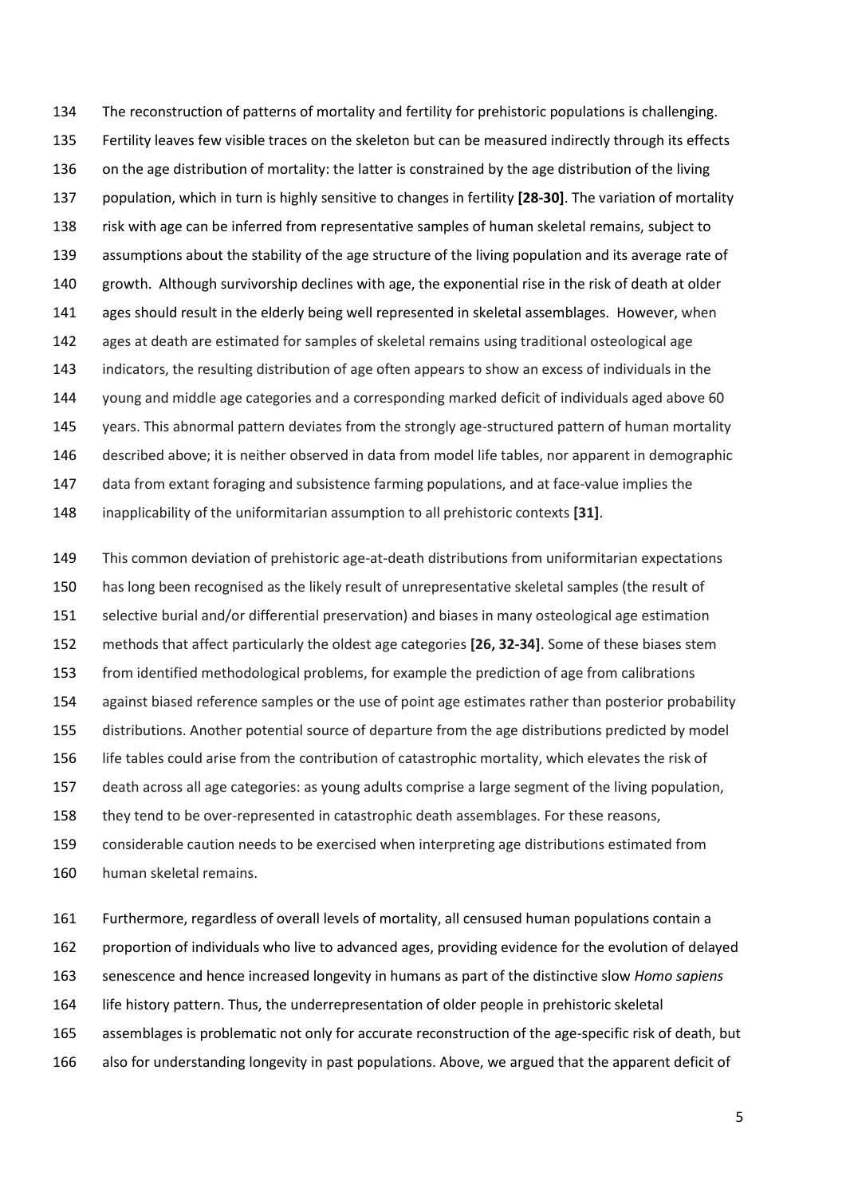The reconstruction of patterns of mortality and fertility for prehistoric populations is challenging. Fertility leaves few visible traces on the skeleton but can be measured indirectly through its effects on the age distribution of mortality: the latter is constrained by the age distribution of the living population, which in turn is highly sensitive to changes in fertility **[28-30]**. The variation of mortality risk with age can be inferred from representative samples of human skeletal remains, subject to assumptions about the stability of the age structure of the living population and its average rate of growth. Although survivorship declines with age, the exponential rise in the risk of death at older ages should result in the elderly being well represented in skeletal assemblages. However, when ages at death are estimated for samples of skeletal remains using traditional osteological age indicators, the resulting distribution of age often appears to show an excess of individuals in the young and middle age categories and a corresponding marked deficit of individuals aged above 60 years. This abnormal pattern deviates from the strongly age-structured pattern of human mortality described above; it is neither observed in data from model life tables, nor apparent in demographic data from extant foraging and subsistence farming populations, and at face-value implies the inapplicability of the uniformitarian assumption to all prehistoric contexts **[31]**.

This common deviation of prehistoric age-at-death distributions from uniformitarian expectations has long been recognised as the likely result of unrepresentative skeletal samples (the result of selective burial and/or differential preservation) and biases in many osteological age estimation methods that affect particularly the oldest age categories **[26, 32-34]**. Some of these biases stem from identified methodological problems, for example the prediction of age from calibrations against biased reference samples or the use of point age estimates rather than posterior probability distributions. Another potential source of departure from the age distributions predicted by model life tables could arise from the contribution of catastrophic mortality, which elevates the risk of death across all age categories: as young adults comprise a large segment of the living population, they tend to be over-represented in catastrophic death assemblages. For these reasons, considerable caution needs to be exercised when interpreting age distributions estimated from human skeletal remains.

Furthermore, regardless of overall levels of mortality, all censused human populations contain a proportion of individuals who live to advanced ages, providing evidence for the evolution of delayed senescence and hence increased longevity in humans as part of the distinctive slow *Homo sapiens* life history pattern. Thus, the underrepresentation of older people in prehistoric skeletal assemblages is problematic not only for accurate reconstruction of the age-specific risk of death, but also for understanding longevity in past populations. Above, we argued that the apparent deficit of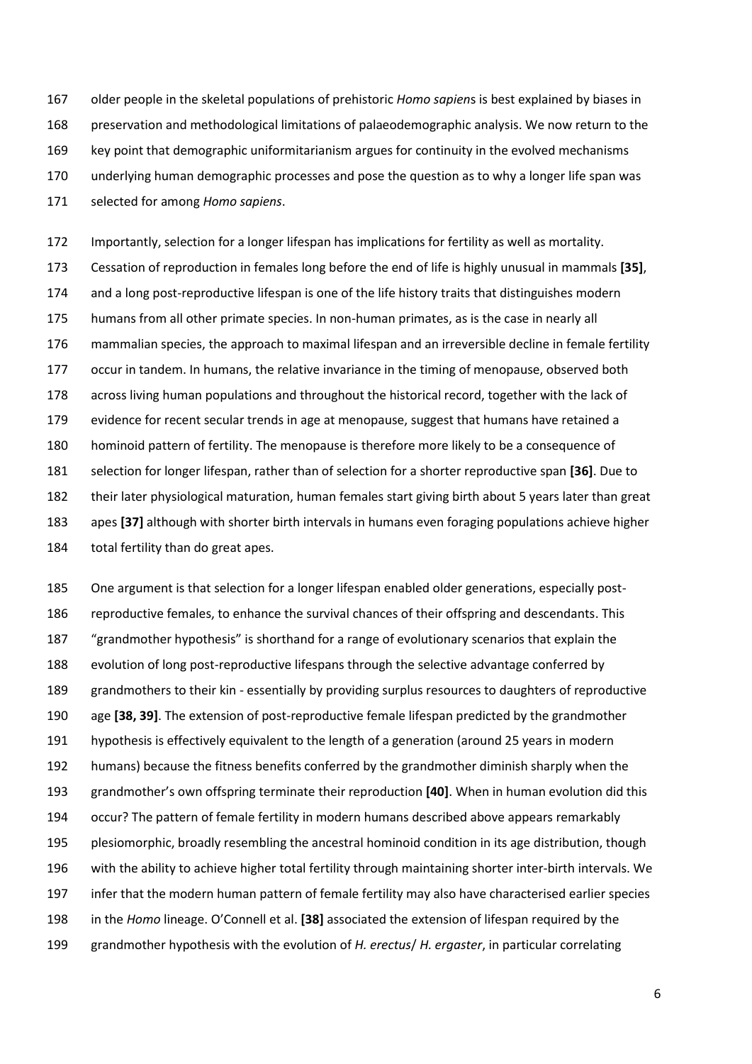older people in the skeletal populations of prehistoric *Homo sapiens* is best explained by biases in preservation and methodological limitations of palaeodemographic analysis. We now return to the key point that demographic uniformitarianism argues for continuity in the evolved mechanisms underlying human demographic processes and pose the question as to why a longer life span was selected for among *Homo sapiens*.

Importantly, selection for a longer lifespan has implications for fertility as well as mortality. Cessation of reproduction in females long before the end of life is highly unusual in mammals **[35]**, and a long post-reproductive lifespan is one of the life history traits that distinguishes modern humans from all other primate species. In non-human primates, as is the case in nearly all mammalian species, the approach to maximal lifespan and an irreversible decline in female fertility occur in tandem. In humans, the relative invariance in the timing of menopause, observed both across living human populations and throughout the historical record, together with the lack of evidence for recent secular trends in age at menopause, suggest that humans have retained a hominoid pattern of fertility. The menopause is therefore more likely to be a consequence of selection for longer lifespan, rather than of selection for a shorter reproductive span **[36]**. Due to their later physiological maturation, human females start giving birth about 5 years later than great apes **[37]** although with shorter birth intervals in humans even foraging populations achieve higher total fertility than do great apes.

One argument is that selection for a longer lifespan enabled older generations, especially post-reproductive females, to enhance the survival chances of their offspring and descendants. This "grandmother hypothesis" is shorthand for a range of evolutionary scenarios that explain the evolution of long post-reproductive lifespans through the selective advantage conferred by grandmothers to their kin - essentially by providing surplus resources to daughters of reproductive age **[38, 39]**. The extension of post-reproductive female lifespan predicted by the grandmother hypothesis is effectively equivalent to the length of a generation (around 25 years in modern humans) because the fitness benefits conferred by the grandmother diminish sharply when the grandmother's own offspring terminate their reproduction **[40]**. When in human evolution did this occur? The pattern of female fertility in modern humans described above appears remarkably plesiomorphic, broadly resembling the ancestral hominoid condition in its age distribution, though with the ability to achieve higher total fertility through maintaining shorter inter-birth intervals. We infer that the modern human pattern of female fertility may also have characterised earlier species in the *Homo* lineage. O'Connell et al. **[38]** associated the extension of lifespan required by the grandmother hypothesis with the evolution of *H. erectus*/ *H. ergaster*, in particular correlating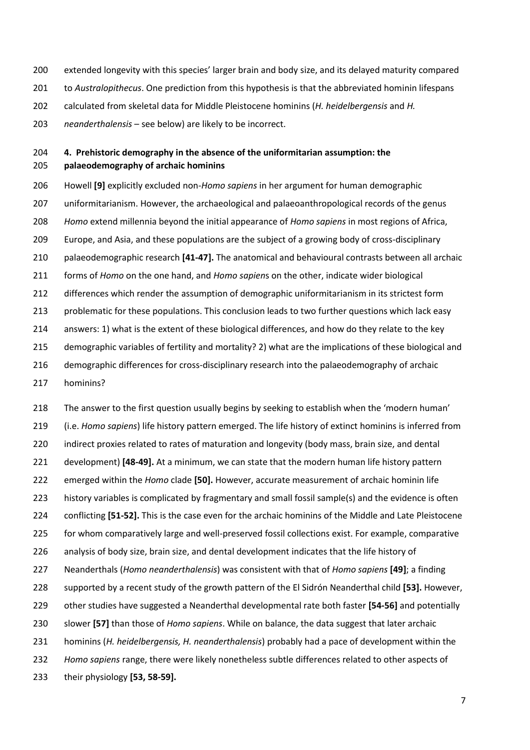extended longevity with this species' larger brain and body size, and its delayed maturity compared to *Australopithecus*. One prediction from this hypothesis is that the abbreviated hominin lifespans calculated from skeletal data for Middle Pleistocene hominins (*H. heidelbergensis* and *H. neanderthalensis* – see below) are likely to be incorrect.

## 4. Prehistoric demography in the absence of the uniformitarian assumption: the palaeodemography of archaic hominins

Howell **[9]** explicitly excluded non-*Homo sapiens* in her argument for human demographic uniformitarianism. However, the archaeological and palaeoanthropological records of the genus *Homo* extend millennia beyond the initial appearance of *Homo sapiens* in most regions of Africa, Europe, and Asia, and these populations are the subject of a growing body of cross-disciplinary palaeodemographic research **[41-47].** The anatomical and behavioural contrasts between all archaic forms of *Homo* on the one hand, and *Homo sapiens* on the other, indicate wider biological differences which render the assumption of demographic uniformitarianism in its strictest form problematic for these populations. This conclusion leads to two further questions which lack easy answers: 1) what is the extent of these biological differences, and how do they relate to the key demographic variables of fertility and mortality? 2) what are the implications of these biological and demographic differences for cross-disciplinary research into the palaeodemography of archaic hominins?

The answer to the first question usually begins by seeking to establish when the 'modern human' (i.e. *Homo sapiens*) life history pattern emerged. The life history of extinct hominins is inferred from indirect proxies related to rates of maturation and longevity (body mass, brain size, and dental development) **[48-49].** At a minimum, we can state that the modern human life history pattern emerged within the *Homo* clade **[50].** However, accurate measurement of archaic hominin life history variables is complicated by fragmentary and small fossil sample(s) and the evidence is often conflicting **[51-52].** This is the case even for the archaic hominins of the Middle and Late Pleistocene for whom comparatively large and well-preserved fossil collections exist. For example, comparative analysis of body size, brain size, and dental development indicates that the life history of Neanderthals (*Homo neanderthalensis*) was consistent with that of *Homo sapiens* **[49]**; a finding supported by a recent study of the growth pattern of the El Sidrón Neanderthal child **[53].** However, other studies have suggested a Neanderthal developmental rate both faster **[54-56]** and potentially slower **[57]** than those of *Homo sapiens*. While on balance, the data suggest that later archaic hominins (*H. heidelbergensis, H. neanderthalensis*) probably had a pace of development within the *Homo sapiens* range, there were likely nonetheless subtle differences related to other aspects of their physiology **[53, 58-59].**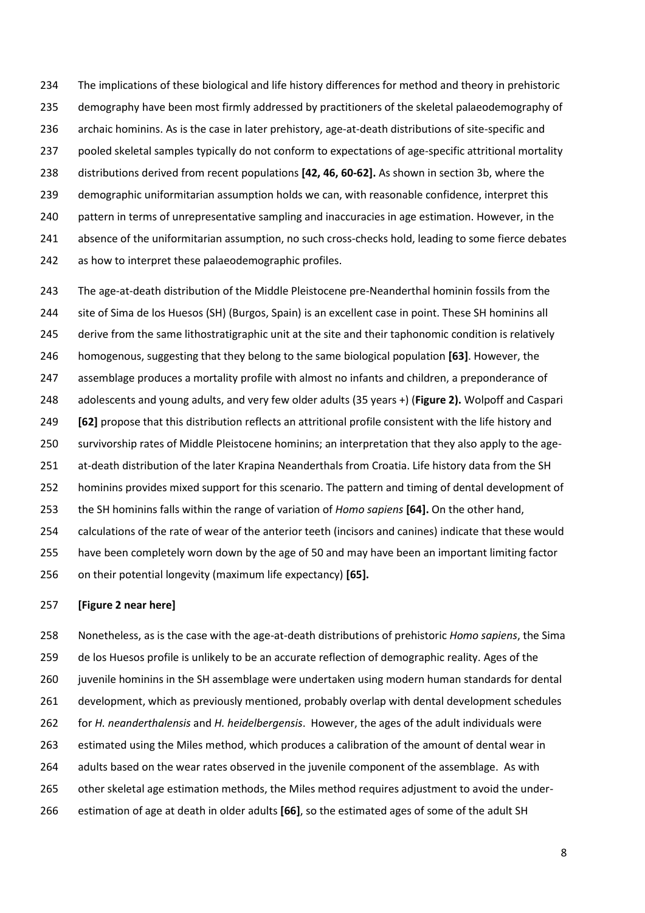The implications of these biological and life history differences for method and theory in prehistoric demography have been most firmly addressed by practitioners of the skeletal palaeodemography of archaic hominins. As is the case in later prehistory, age-at-death distributions of site-specific and pooled skeletal samples typically do not conform to expectations of age-specific attritional mortality distributions derived from recent populations **[42, 46, 60-62].** As shown in section 3b, where the demographic uniformitarian assumption holds we can, with reasonable confidence, interpret this pattern in terms of unrepresentative sampling and inaccuracies in age estimation. However, in the absence of the uniformitarian assumption, no such cross-checks hold, leading to some fierce debates as how to interpret these palaeodemographic profiles.

The age-at-death distribution of the Middle Pleistocene pre-Neanderthal hominin fossils from the site of Sima de los Huesos (SH) (Burgos, Spain) is an excellent case in point. These SH hominins all derive from the same lithostratigraphic unit at the site and their taphonomic condition is relatively homogenous, suggesting that they belong to the same biological population **[63]**. However, the assemblage produces a mortality profile with almost no infants and children, a preponderance of adolescents and young adults, and very few older adults (35 years +) (**Figure 2).** Wolpoff and Caspari **[62]** propose that this distribution reflects an attritional profile consistent with the life history and survivorship rates of Middle Pleistocene hominins; an interpretation that they also apply to the age-at-death distribution of the later Krapina Neanderthals from Croatia. Life history data from the SH hominins provides mixed support for this scenario. The pattern and timing of dental development of the SH hominins falls within the range of variation of *Homo sapiens* **[64].** On the other hand, calculations of the rate of wear of the anterior teeth (incisors and canines) indicate that these would have been completely worn down by the age of 50 and may have been an important limiting factor on their potential longevity (maximum life expectancy) **[65].**

**[Figure 2 near here]**

Nonetheless, as is the case with the age-at-death distributions of prehistoric *Homo sapiens*, the Sima de los Huesos profile is unlikely to be an accurate reflection of demographic reality. Ages of the juvenile hominins in the SH assemblage were undertaken using modern human standards for dental development, which as previously mentioned, probably overlap with dental development schedules for *H. neanderthalensis* and *H. heidelbergensis*. However, the ages of the adult individuals were estimated using the Miles method, which produces a calibration of the amount of dental wear in adults based on the wear rates observed in the juvenile component of the assemblage. As with other skeletal age estimation methods, the Miles method requires adjustment to avoid the under-estimation of age at death in older adults **[66]**, so the estimated ages of some of the adult SH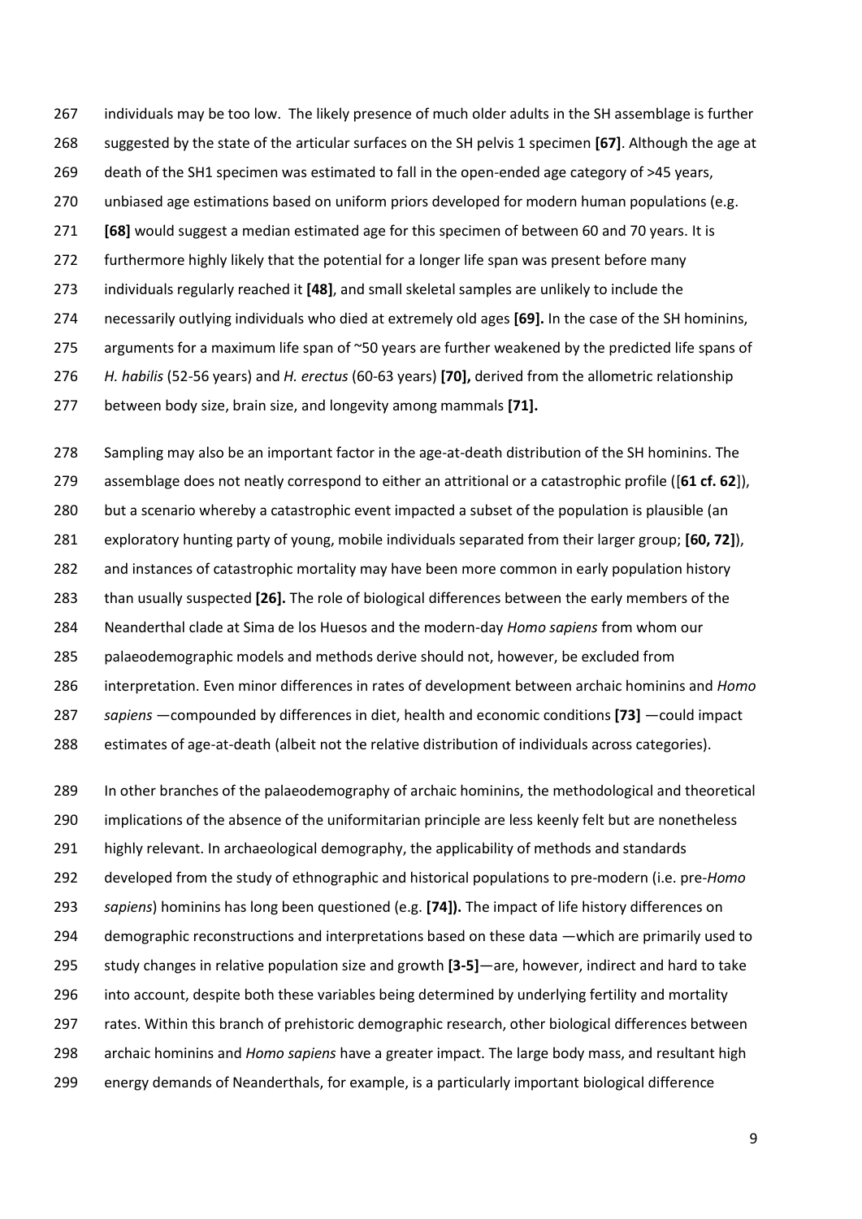individuals may be too low. The likely presence of much older adults in the SH assemblage is further suggested by the state of the articular surfaces on the SH pelvis 1 specimen **[67]**. Although the age at death of the SH1 specimen was estimated to fall in the open-ended age category of >45 years, unbiased age estimations based on uniform priors developed for modern human populations (e.g. **[68]** would suggest a median estimated age for this specimen of between 60 and 70 years. It is furthermore highly likely that the potential for a longer life span was present before many individuals regularly reached it **[48]**, and small skeletal samples are unlikely to include the necessarily outlying individuals who died at extremely old ages **[69].** In the case of the SH hominins, arguments for a maximum life span of ~50 years are further weakened by the predicted life spans of *H. habilis* (52-56 years) and *H. erectus* (60-63 years) **[70],** derived from the allometric relationship between body size, brain size, and longevity among mammals **[71].**

Sampling may also be an important factor in the age-at-death distribution of the SH hominins. The assemblage does not neatly correspond to either an attritional or a catastrophic profile ([**61 cf. 62**]), but a scenario whereby a catastrophic event impacted a subset of the population is plausible (an exploratory hunting party of young, mobile individuals separated from their larger group; **[60, 72]**), and instances of catastrophic mortality may have been more common in early population history than usually suspected **[26].** The role of biological differences between the early members of the Neanderthal clade at Sima de los Huesos and the modern-day *Homo sapiens* from whom our palaeodemographic models and methods derive should not, however, be excluded from interpretation. Even minor differences in rates of development between archaic hominins and *Homo sapiens* —compounded by differences in diet, health and economic conditions **[73]** —could impact estimates of age-at-death (albeit not the relative distribution of individuals across categories).

In other branches of the palaeodemography of archaic hominins, the methodological and theoretical implications of the absence of the uniformitarian principle are less keenly felt but are nonetheless highly relevant. In archaeological demography, the applicability of methods and standards developed from the study of ethnographic and historical populations to pre-modern (i.e. pre-*Homo sapiens*) hominins has long been questioned (e.g. **[74]).** The impact of life history differences on demographic reconstructions and interpretations based on these data —which are primarily used to study changes in relative population size and growth **[3-5]**—are, however, indirect and hard to take into account, despite both these variables being determined by underlying fertility and mortality rates. Within this branch of prehistoric demographic research, other biological differences between archaic hominins and *Homo sapiens* have a greater impact. The large body mass, and resultant high energy demands of Neanderthals, for example, is a particularly important biological difference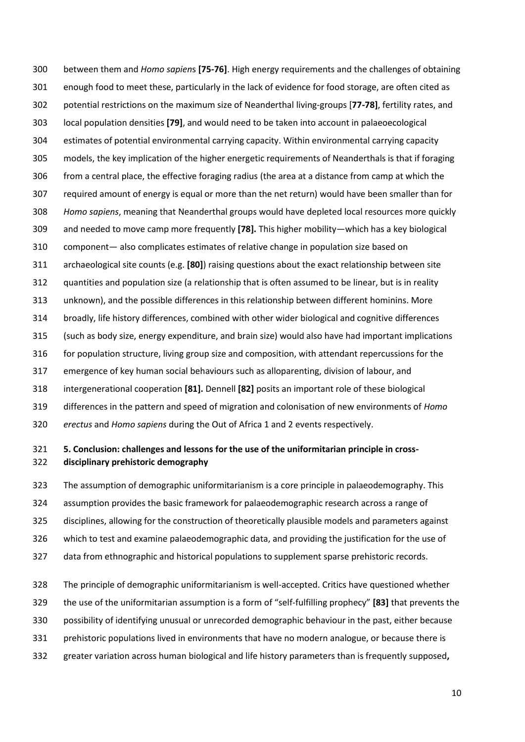between them and *Homo sapiens* **[75-76]**. High energy requirements and the challenges of obtaining enough food to meet these, particularly in the lack of evidence for food storage, are often cited as potential restrictions on the maximum size of Neanderthal living-groups [**77-78]**, fertility rates, and local population densities **[79]**, and would need to be taken into account in palaeoecological estimates of potential environmental carrying capacity. Within environmental carrying capacity models, the key implication of the higher energetic requirements of Neanderthals is that if foraging from a central place, the effective foraging radius (the area at a distance from camp at which the required amount of energy is equal or more than the net return) would have been smaller than for *Homo sapiens*, meaning that Neanderthal groups would have depleted local resources more quickly and needed to move camp more frequently **[78].** This higher mobility—which has a key biological component— also complicates estimates of relative change in population size based on archaeological site counts (e.g. **[80]**) raising questions about the exact relationship between site quantities and population size (a relationship that is often assumed to be linear, but is in reality unknown), and the possible differences in this relationship between different hominins. More broadly, life history differences, combined with other wider biological and cognitive differences (such as body size, energy expenditure, and brain size) would also have had important implications for population structure, living group size and composition, with attendant repercussions for the emergence of key human social behaviours such as alloparenting, division of labour, and intergenerational cooperation **[81].** Dennell **[82]** posits an important role of these biological differences in the pattern and speed of migration and colonisation of new environments of *Homo erectus* and *Homo sapiens* during the Out of Africa 1 and 2 events respectively.

## 5. Conclusion: challenges and lessons for the use of the uniformitarian principle in cross-disciplinary prehistoric demography

The assumption of demographic uniformitarianism is a core principle in palaeodemography. This assumption provides the basic framework for palaeodemographic research across a range of disciplines, allowing for the construction of theoretically plausible models and parameters against which to test and examine palaeodemographic data, and providing the justification for the use of data from ethnographic and historical populations to supplement sparse prehistoric records.

The principle of demographic uniformitarianism is well-accepted. Critics have questioned whether the use of the uniformitarian assumption is a form of "self-fulfilling prophecy" **[83]** that prevents the possibility of identifying unusual or unrecorded demographic behaviour in the past, either because prehistoric populations lived in environments that have no modern analogue, or because there is greater variation across human biological and life history parameters than is frequently supposed**,**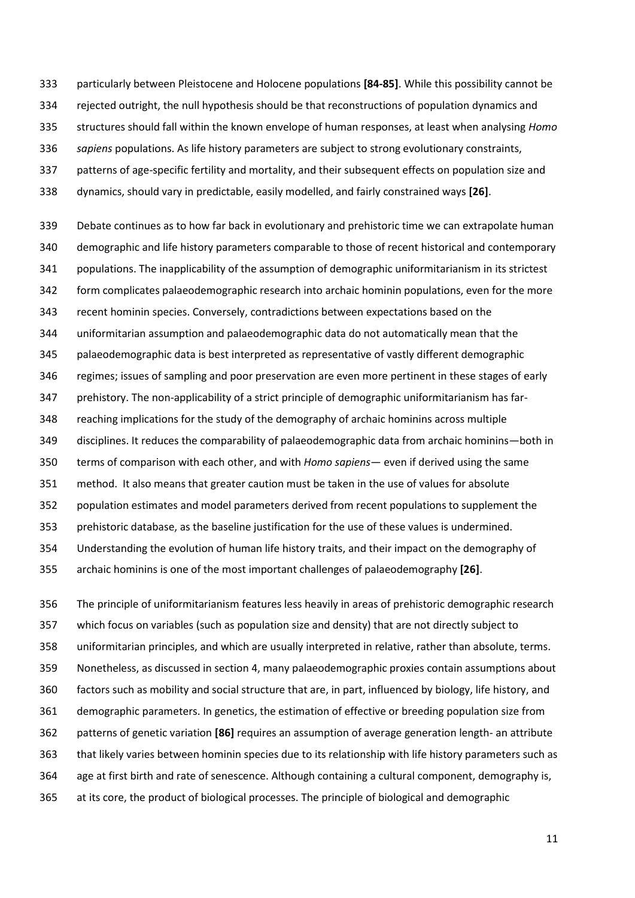particularly between Pleistocene and Holocene populations **[84-85]**. While this possibility cannot be rejected outright, the null hypothesis should be that reconstructions of population dynamics and structures should fall within the known envelope of human responses, at least when analysing *Homo sapiens* populations. As life history parameters are subject to strong evolutionary constraints, patterns of age-specific fertility and mortality, and their subsequent effects on population size and dynamics, should vary in predictable, easily modelled, and fairly constrained ways **[26]**.

Debate continues as to how far back in evolutionary and prehistoric time we can extrapolate human demographic and life history parameters comparable to those of recent historical and contemporary populations. The inapplicability of the assumption of demographic uniformitarianism in its strictest form complicates palaeodemographic research into archaic hominin populations, even for the more recent hominin species. Conversely, contradictions between expectations based on the uniformitarian assumption and palaeodemographic data do not automatically mean that the palaeodemographic data is best interpreted as representative of vastly different demographic regimes; issues of sampling and poor preservation are even more pertinent in these stages of early prehistory. The non-applicability of a strict principle of demographic uniformitarianism has far-reaching implications for the study of the demography of archaic hominins across multiple disciplines. It reduces the comparability of palaeodemographic data from archaic hominins—both in terms of comparison with each other, and with *Homo sapiens*— even if derived using the same method. It also means that greater caution must be taken in the use of values for absolute population estimates and model parameters derived from recent populations to supplement the prehistoric database, as the baseline justification for the use of these values is undermined. Understanding the evolution of human life history traits, and their impact on the demography of archaic hominins is one of the most important challenges of palaeodemography **[26]**.

The principle of uniformitarianism features less heavily in areas of prehistoric demographic research which focus on variables (such as population size and density) that are not directly subject to uniformitarian principles, and which are usually interpreted in relative, rather than absolute, terms. Nonetheless, as discussed in section 4, many palaeodemographic proxies contain assumptions about factors such as mobility and social structure that are, in part, influenced by biology, life history, and demographic parameters. In genetics, the estimation of effective or breeding population size from patterns of genetic variation **[86]** requires an assumption of average generation length- an attribute that likely varies between hominin species due to its relationship with life history parameters such as age at first birth and rate of senescence. Although containing a cultural component, demography is, at its core, the product of biological processes. The principle of biological and demographic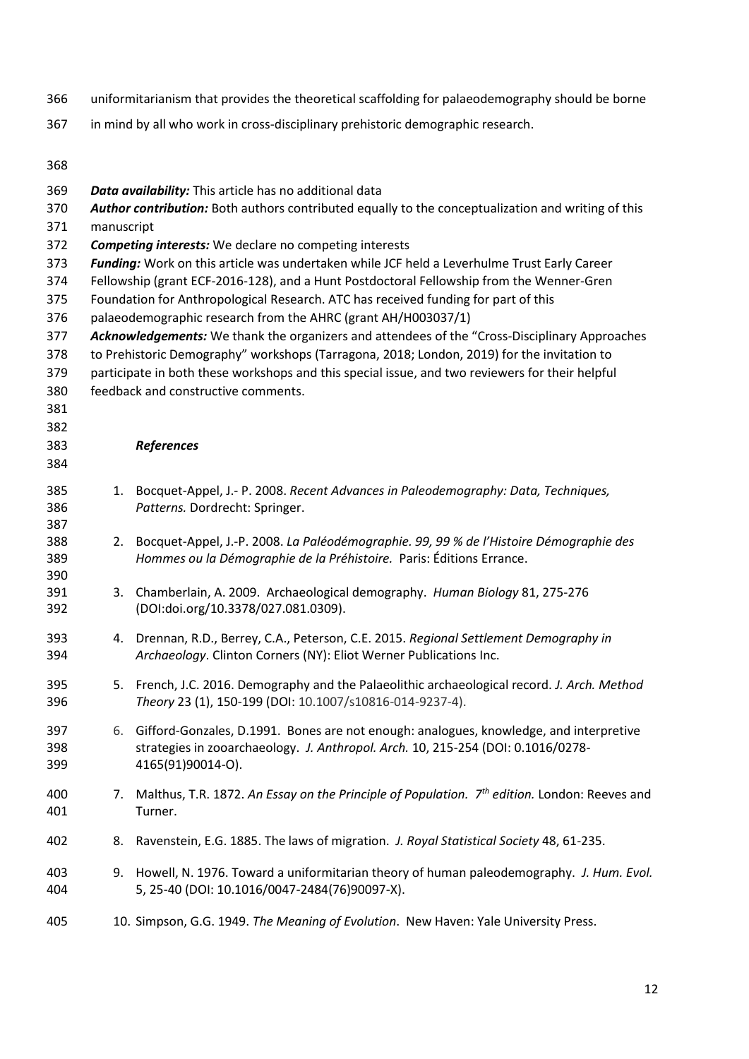uniformitarianism that provides the theoretical scaffolding for palaeodemography should be borne in mind by all who work in cross-disciplinary prehistoric demographic research.

***Data availability:*** This article has no additional data

***Author contribution:*** Both authors contributed equally to the conceptualization and writing of this manuscript

***Competing interests:*** We declare no competing interests

***Funding:*** Work on this article was undertaken while JCF held a Leverhulme Trust Early Career Fellowship (grant ECF-2016-128), and a Hunt Postdoctoral Fellowship from the Wenner-Gren Foundation for Anthropological Research. ATC has received funding for part of this palaeodemographic research from the AHRC (grant AH/H003037/1)

***Acknowledgements:*** We thank the organizers and attendees of the "Cross-Disciplinary Approaches to Prehistoric Demography" workshops (Tarragona, 2018; London, 2019) for the invitation to participate in both these workshops and this special issue, and two reviewers for their helpful feedback and constructive comments.

## *References*

1. Bocquet-Appel, J.- P. 2008. *Recent Advances in Paleodemography: Data, Techniques, Patterns.* Dordrecht: Springer.
2. Bocquet-Appel, J.-P. 2008. *La Paléodémographie. 99, 99 % de l'Histoire Démographie des Hommes ou la Démographie de la Préhistoire.* Paris: Éditions Errance.
3. Chamberlain, A. 2009. Archaeological demography. *Human Biology* 81, 275-276 (DOI:doi.org/10.3378/027.081.0309).
4. Drennan, R.D., Berrey, C.A., Peterson, C.E. 2015. *Regional Settlement Demography in Archaeology*. Clinton Corners (NY): Eliot Werner Publications Inc.
5. French, J.C. 2016. Demography and the Palaeolithic archaeological record. *J. Arch. Method Theory* 23 (1), 150-199 (DOI: 10.1007/s10816-014-9237-4).
6. Gifford-Gonzales, D.1991. Bones are not enough: analogues, knowledge, and interpretive strategies in zooarchaeology. *J. Anthropol. Arch.* 10, 215-254 (DOI: 0.1016/0278-4165(91)90014-O).
7. Malthus, T.R. 1872. *An Essay on the Principle of Population. 7th edition.* London: Reeves and Turner.
8. Ravenstein, E.G. 1885. The laws of migration. *J. Royal Statistical Society* 48, 61-235.
9. Howell, N. 1976. Toward a uniformitarian theory of human paleodemography. *J. Hum. Evol.* 5, 25-40 (DOI: 10.1016/0047-2484(76)90097-X).
10. Simpson, G.G. 1949. *The Meaning of Evolution*. New Haven: Yale University Press.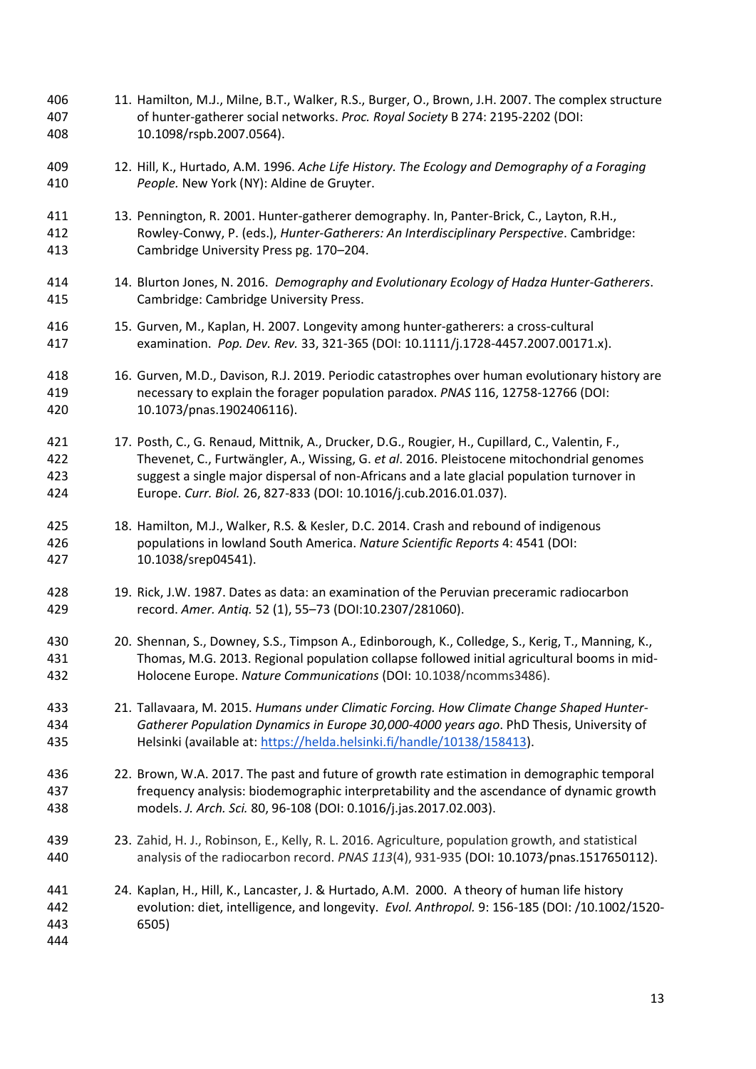11. Hamilton, M.J., Milne, B.T., Walker, R.S., Burger, O., Brown, J.H. 2007. The complex structure of hunter-gatherer social networks. *Proc. Royal Society* B 274: 2195-2202 (DOI: 10.1098/rspb.2007.0564).

12. Hill, K., Hurtado, A.M. 1996. *Ache Life History. The Ecology and Demography of a Foraging People.* New York (NY): Aldine de Gruyter.

13. Pennington, R. 2001. Hunter-gatherer demography. In, Panter-Brick, C., Layton, R.H., Rowley-Conwy, P. (eds.), *Hunter-Gatherers: An Interdisciplinary Perspective*. Cambridge: Cambridge University Press pg. 170–204.

14. Blurton Jones, N. 2016. *Demography and Evolutionary Ecology of Hadza Hunter-Gatherers*. Cambridge: Cambridge University Press.

15. Gurven, M., Kaplan, H. 2007. Longevity among hunter-gatherers: a cross-cultural examination. *Pop. Dev. Rev.* 33, 321-365 (DOI: 10.1111/j.1728-4457.2007.00171.x).

16. Gurven, M.D., Davison, R.J. 2019. Periodic catastrophes over human evolutionary history are necessary to explain the forager population paradox. *PNAS* 116, 12758-12766 (DOI: 10.1073/pnas.1902406116).

17. Posth, C., G. Renaud, Mittnik, A., Drucker, D.G., Rougier, H., Cupillard, C., Valentin, F., Thevenet, C., Furtwängler, A., Wissing, G. *et al*. 2016. Pleistocene mitochondrial genomes suggest a single major dispersal of non-Africans and a late glacial population turnover in Europe. *Curr. Biol.* 26, 827-833 (DOI: 10.1016/j.cub.2016.01.037).

18. Hamilton, M.J., Walker, R.S. & Kesler, D.C. 2014. Crash and rebound of indigenous populations in lowland South America. *Nature Scientific Reports* 4: 4541 (DOI: 10.1038/srep04541).

19. Rick, J.W. 1987. Dates as data: an examination of the Peruvian preceramic radiocarbon record. *Amer. Antiq.* 52 (1), 55–73 (DOI:10.2307/281060).

20. Shennan, S., Downey, S.S., Timpson A., Edinborough, K., Colledge, S., Kerig, T., Manning, K., Thomas, M.G. 2013. Regional population collapse followed initial agricultural booms in mid-Holocene Europe. *Nature Communications* (DOI: 10.1038/ncomms3486).

21. Tallavaara, M. 2015. *Humans under Climatic Forcing. How Climate Change Shaped Hunter-Gatherer Population Dynamics in Europe 30,000-4000 years ago*. PhD Thesis, University of Helsinki (available at: https://helda.helsinki.fi/handle/10138/158413).

22. Brown, W.A. 2017. The past and future of growth rate estimation in demographic temporal frequency analysis: biodemographic interpretability and the ascendance of dynamic growth models. *J. Arch. Sci.* 80, 96-108 (DOI: 0.1016/j.jas.2017.02.003).

23. Zahid, H. J., Robinson, E., Kelly, R. L. 2016. Agriculture, population growth, and statistical analysis of the radiocarbon record. *PNAS 113*(4), 931-935 (DOI: 10.1073/pnas.1517650112).

24. Kaplan, H., Hill, K., Lancaster, J. & Hurtado, A.M. 2000. A theory of human life history evolution: diet, intelligence, and longevity. *Evol. Anthropol.* 9: 156-185 (DOI: /10.1002/1520-6505)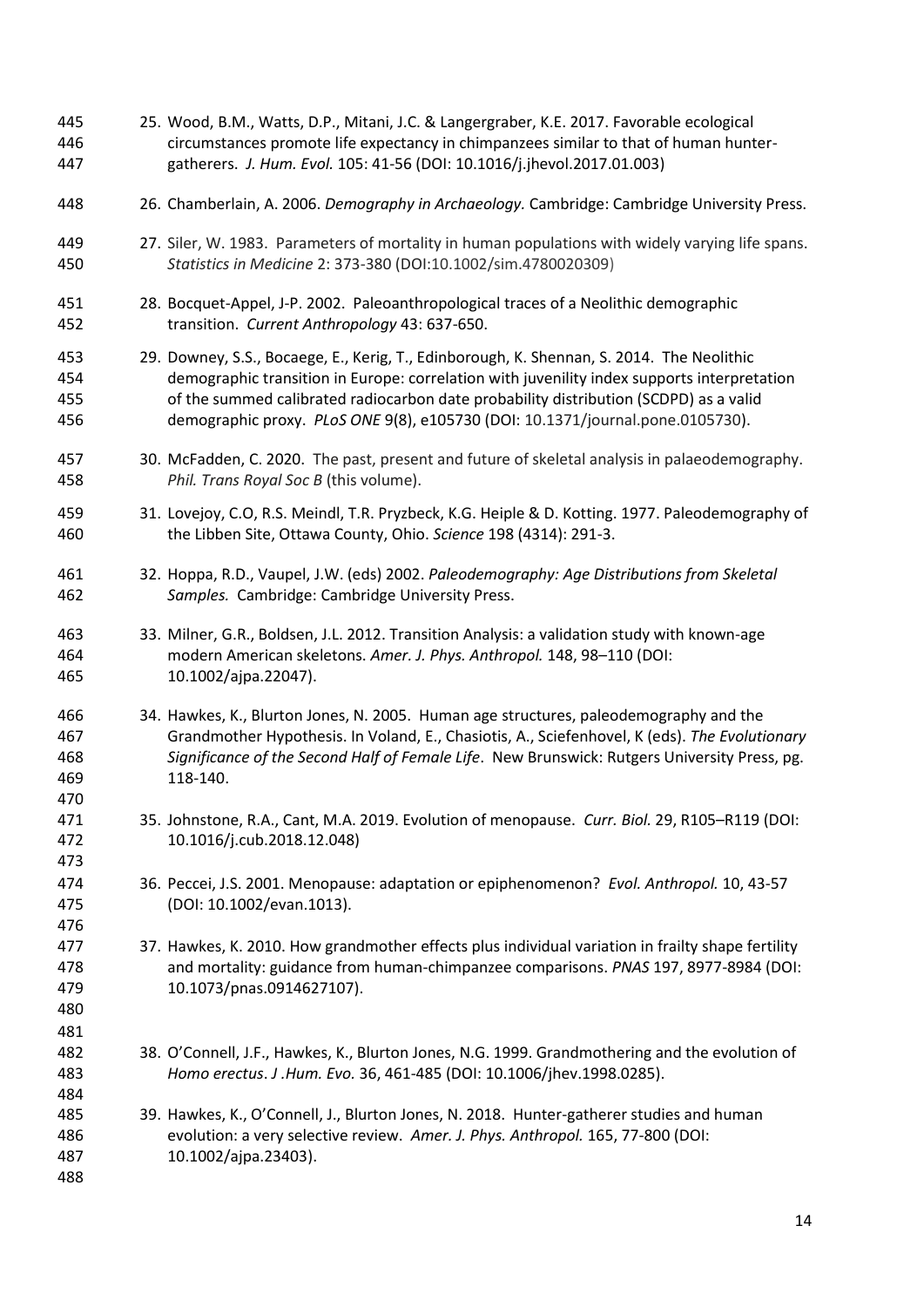25. Wood, B.M., Watts, D.P., Mitani, J.C. & Langergraber, K.E. 2017. Favorable ecological circumstances promote life expectancy in chimpanzees similar to that of human hunter-gatherers. *J. Hum. Evol.* 105: 41-56 (DOI: 10.1016/j.jhevol.2017.01.003)

26. Chamberlain, A. 2006. *Demography in Archaeology.* Cambridge: Cambridge University Press.

27. Siler, W. 1983. Parameters of mortality in human populations with widely varying life spans. *Statistics in Medicine* 2: 373-380 (DOI:10.1002/sim.4780020309)

28. Bocquet-Appel, J-P. 2002. Paleoanthropological traces of a Neolithic demographic transition. *Current Anthropology* 43: 637-650.

29. Downey, S.S., Bocaege, E., Kerig, T., Edinborough, K. Shennan, S. 2014. The Neolithic demographic transition in Europe: correlation with juvenility index supports interpretation of the summed calibrated radiocarbon date probability distribution (SCDPD) as a valid demographic proxy. *PLoS ONE* 9(8), e105730 (DOI: 10.1371/journal.pone.0105730).

30. McFadden, C. 2020. The past, present and future of skeletal analysis in palaeodemography. *Phil. Trans Royal Soc B* (this volume).

31. Lovejoy, C.O, R.S. Meindl, T.R. Pryzbeck, K.G. Heiple & D. Kotting. 1977. Paleodemography of the Libben Site, Ottawa County, Ohio. *Science* 198 (4314): 291-3.

32. Hoppa, R.D., Vaupel, J.W. (eds) 2002. *Paleodemography: Age Distributions from Skeletal Samples.* Cambridge: Cambridge University Press.

33. Milner, G.R., Boldsen, J.L. 2012. Transition Analysis: a validation study with known-age modern American skeletons. *Amer. J. Phys. Anthropol.* 148, 98–110 (DOI: 10.1002/ajpa.22047).

34. Hawkes, K., Blurton Jones, N. 2005. Human age structures, paleodemography and the Grandmother Hypothesis. In Voland, E., Chasiotis, A., Sciefenhovel, K (eds). *The Evolutionary Significance of the Second Half of Female Life*. New Brunswick: Rutgers University Press, pg. 118-140.

35. Johnstone, R.A., Cant, M.A. 2019. Evolution of menopause. *Curr. Biol.* 29, R105–R119 (DOI: 10.1016/j.cub.2018.12.048)

36. Peccei, J.S. 2001. Menopause: adaptation or epiphenomenon? *Evol. Anthropol.* 10, 43-57 (DOI: 10.1002/evan.1013).

37. Hawkes, K. 2010. How grandmother effects plus individual variation in frailty shape fertility and mortality: guidance from human-chimpanzee comparisons. *PNAS* 197, 8977-8984 (DOI: 10.1073/pnas.0914627107).

38. O'Connell, J.F., Hawkes, K., Blurton Jones, N.G. 1999. Grandmothering and the evolution of *Homo erectus*. *J .Hum. Evo.* 36, 461-485 (DOI: 10.1006/jhev.1998.0285).

39. Hawkes, K., O'Connell, J., Blurton Jones, N. 2018. Hunter-gatherer studies and human evolution: a very selective review. *Amer. J. Phys. Anthropol.* 165, 77-800 (DOI: 10.1002/ajpa.23403).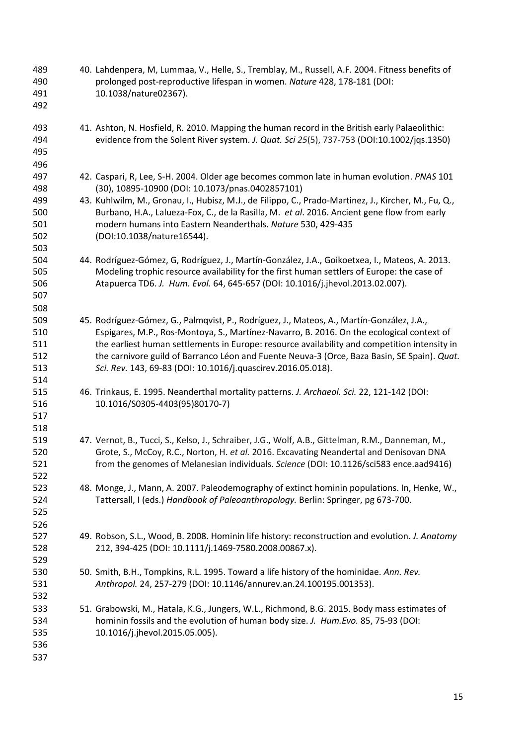40. Lahdenpera, M, Lummaa, V., Helle, S., Tremblay, M., Russell, A.F. 2004. Fitness benefits of prolonged post-reproductive lifespan in women. *Nature* 428, 178-181 (DOI: 10.1038/nature02367).

41. Ashton, N. Hosfield, R. 2010. Mapping the human record in the British early Palaeolithic: evidence from the Solent River system. *J. Quat. Sci 25*(5), 737-753 (DOI:10.1002/jqs.1350)

42. Caspari, R, Lee, S-H. 2004. Older age becomes common late in human evolution. *PNAS* 101 (30), 10895-10900 (DOI: 10.1073/pnas.0402857101)

43. Kuhlwilm, M., Gronau, I., Hubisz, M.J., de Filippo, C., Prado-Martinez, J., Kircher, M., Fu, Q., Burbano, H.A., Lalueza-Fox, C., de la Rasilla, M. *et al*. 2016. Ancient gene flow from early modern humans into Eastern Neanderthals. *Nature* 530, 429-435 (DOI:10.1038/nature16544).

44. Rodríguez-Gómez, G, Rodríguez, J., Martín-González, J.A., Goikoetxea, I., Mateos, A. 2013. Modeling trophic resource availability for the first human settlers of Europe: the case of Atapuerca TD6. *J. Hum. Evol.* 64, 645-657 (DOI: 10.1016/j.jhevol.2013.02.007).

45. Rodríguez-Gómez, G., Palmqvist, P., Rodríguez, J., Mateos, A., Martín-González, J.A., Espigares, M.P., Ros-Montoya, S., Martínez-Navarro, B. 2016. On the ecological context of the earliest human settlements in Europe: resource availability and competition intensity in the carnivore guild of Barranco Léon and Fuente Neuva-3 (Orce, Baza Basin, SE Spain). *Quat. Sci. Rev.* 143, 69-83 (DOI: 10.1016/j.quascirev.2016.05.018).

46. Trinkaus, E. 1995. Neanderthal mortality patterns. *J. Archaeol. Sci.* 22, 121-142 (DOI: 10.1016/S0305-4403(95)80170-7)

47. Vernot, B., Tucci, S., Kelso, J., Schraiber, J.G., Wolf, A.B., Gittelman, R.M., Danneman, M., Grote, S., McCoy, R.C., Norton, H. *et al.* 2016. Excavating Neandertal and Denisovan DNA from the genomes of Melanesian individuals. *Science* (DOI: 10.1126/sci583 ence.aad9416)

48. Monge, J., Mann, A. 2007. Paleodemography of extinct hominin populations. In, Henke, W., Tattersall, I (eds.) *Handbook of Paleoanthropology.* Berlin: Springer, pg 673-700.

49. Robson, S.L., Wood, B. 2008. Hominin life history: reconstruction and evolution. *J. Anatomy* 212, 394-425 (DOI: 10.1111/j.1469-7580.2008.00867.x).

50. Smith, B.H., Tompkins, R.L. 1995. Toward a life history of the hominidae. *Ann. Rev. Anthropol.* 24, 257-279 (DOI: 10.1146/annurev.an.24.100195.001353).

51. Grabowski, M., Hatala, K.G., Jungers, W.L., Richmond, B.G. 2015. Body mass estimates of hominin fossils and the evolution of human body size. *J. Hum.Evo.* 85, 75-93 (DOI: 10.1016/j.jhevol.2015.05.005).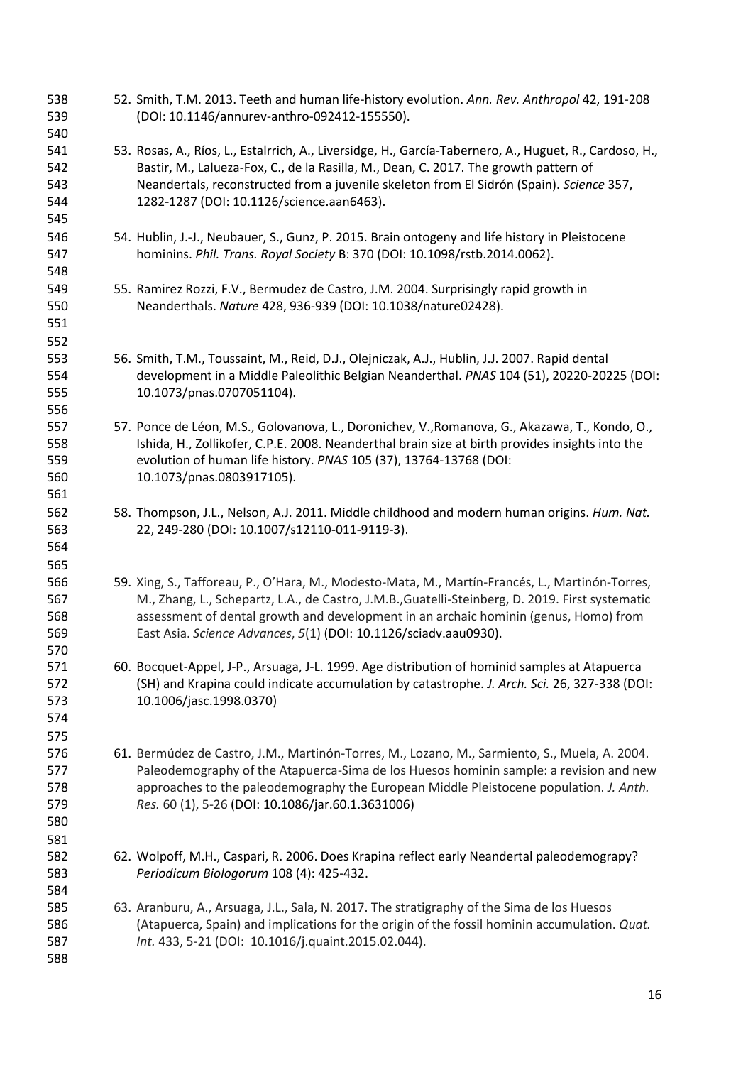52. Smith, T.M. 2013. Teeth and human life-history evolution. *Ann. Rev. Anthropol* 42, 191-208 (DOI: 10.1146/annurev-anthro-092412-155550).

53. Rosas, A., Ríos, L., Estalrrich, A., Liversidge, H., García-Tabernero, A., Huguet, R., Cardoso, H., Bastir, M., Lalueza-Fox, C., de la Rasilla, M., Dean, C. 2017. The growth pattern of Neandertals, reconstructed from a juvenile skeleton from El Sidrón (Spain). *Science* 357, 1282-1287 (DOI: 10.1126/science.aan6463).

54. Hublin, J.-J., Neubauer, S., Gunz, P. 2015. Brain ontogeny and life history in Pleistocene hominins. *Phil. Trans. Royal Society* B: 370 (DOI: 10.1098/rstb.2014.0062).

55. Ramirez Rozzi, F.V., Bermudez de Castro, J.M. 2004. Surprisingly rapid growth in Neanderthals. *Nature* 428, 936-939 (DOI: 10.1038/nature02428).

56. Smith, T.M., Toussaint, M., Reid, D.J., Olejniczak, A.J., Hublin, J.J. 2007. Rapid dental development in a Middle Paleolithic Belgian Neanderthal. *PNAS* 104 (51), 20220-20225 (DOI: 10.1073/pnas.0707051104).

57. Ponce de Léon, M.S., Golovanova, L., Doronichev, V.,Romanova, G., Akazawa, T., Kondo, O., Ishida, H., Zollikofer, C.P.E. 2008. Neanderthal brain size at birth provides insights into the evolution of human life history. *PNAS* 105 (37), 13764-13768 (DOI: 10.1073/pnas.0803917105).

58. Thompson, J.L., Nelson, A.J. 2011. Middle childhood and modern human origins. *Hum. Nat.* 22, 249-280 (DOI: 10.1007/s12110-011-9119-3).

59. Xing, S., Tafforeau, P., O'Hara, M., Modesto-Mata, M., Martín-Francés, L., Martinón-Torres, M., Zhang, L., Schepartz, L.A., de Castro, J.M.B.,Guatelli-Steinberg, D. 2019. First systematic assessment of dental growth and development in an archaic hominin (genus, Homo) from East Asia. *Science Advances*, *5*(1) (DOI: 10.1126/sciadv.aau0930).

60. Bocquet-Appel, J-P., Arsuaga, J-L. 1999. Age distribution of hominid samples at Atapuerca (SH) and Krapina could indicate accumulation by catastrophe. *J. Arch. Sci.* 26, 327-338 (DOI: 10.1006/jasc.1998.0370)

61. Bermúdez de Castro, J.M., Martinón-Torres, M., Lozano, M., Sarmiento, S., Muela, A. 2004. Paleodemography of the Atapuerca-Sima de los Huesos hominin sample: a revision and new approaches to the paleodemography the European Middle Pleistocene population. *J. Anth. Res.* 60 (1), 5-26 (DOI: 10.1086/jar.60.1.3631006)

62. Wolpoff, M.H., Caspari, R. 2006. Does Krapina reflect early Neandertal paleodemograpy? *Periodicum Biologorum* 108 (4): 425-432.

63. Aranburu, A., Arsuaga, J.L., Sala, N. 2017. The stratigraphy of the Sima de los Huesos (Atapuerca, Spain) and implications for the origin of the fossil hominin accumulation. *Quat. Int.* 433, 5-21 (DOI: 10.1016/j.quaint.2015.02.044).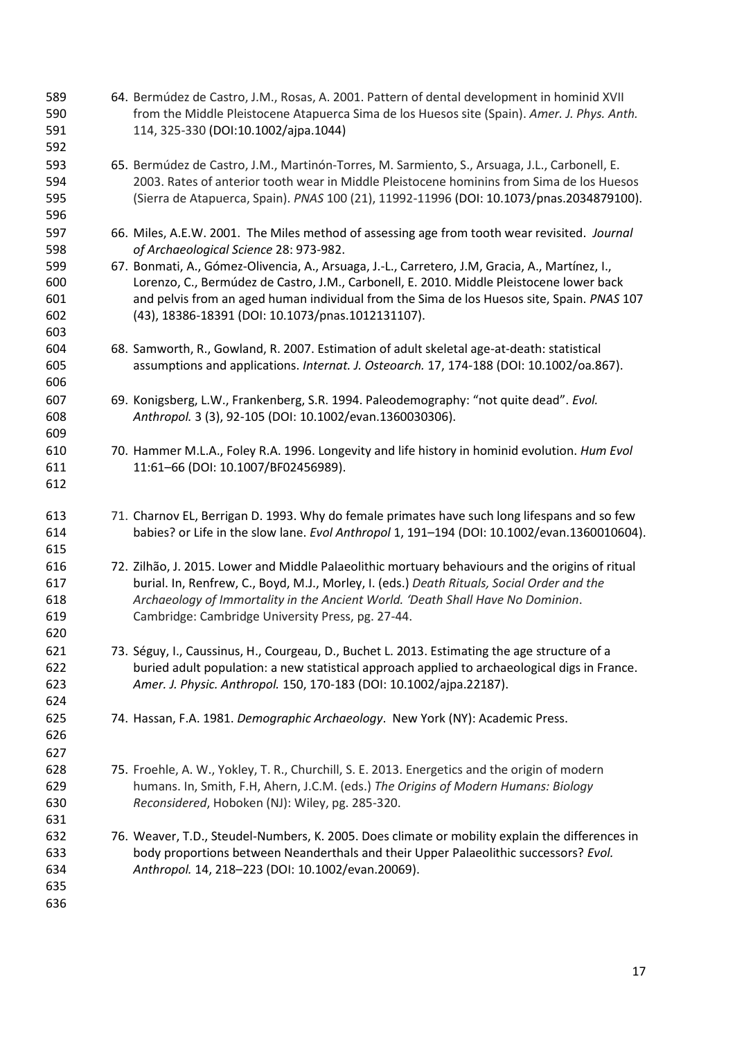64. Bermúdez de Castro, J.M., Rosas, A. 2001. Pattern of dental development in hominid XVII from the Middle Pleistocene Atapuerca Sima de los Huesos site (Spain). *Amer. J. Phys. Anth.* 114, 325-330 (DOI:10.1002/ajpa.1044)

65. Bermúdez de Castro, J.M., Martinón-Torres, M. Sarmiento, S., Arsuaga, J.L., Carbonell, E. 2003. Rates of anterior tooth wear in Middle Pleistocene hominins from Sima de los Huesos (Sierra de Atapuerca, Spain). *PNAS* 100 (21), 11992-11996 (DOI: 10.1073/pnas.2034879100).

66. Miles, A.E.W. 2001. The Miles method of assessing age from tooth wear revisited. *Journal of Archaeological Science* 28: 973-982.

67. Bonmati, A., Gómez-Olivencia, A., Arsuaga, J.-L., Carretero, J.M, Gracia, A., Martínez, I., Lorenzo, C., Bermúdez de Castro, J.M., Carbonell, E. 2010. Middle Pleistocene lower back and pelvis from an aged human individual from the Sima de los Huesos site, Spain. *PNAS* 107 (43), 18386-18391 (DOI: 10.1073/pnas.1012131107).

68. Samworth, R., Gowland, R. 2007. Estimation of adult skeletal age-at-death: statistical assumptions and applications. *Internat. J. Osteoarch.* 17, 174-188 (DOI: 10.1002/oa.867).

69. Konigsberg, L.W., Frankenberg, S.R. 1994. Paleodemography: "not quite dead". *Evol. Anthropol.* 3 (3), 92-105 (DOI: 10.1002/evan.1360030306).

70. Hammer M.L.A., Foley R.A. 1996. Longevity and life history in hominid evolution. *Hum Evol* 11:61–66 (DOI: 10.1007/BF02456989).

71. Charnov EL, Berrigan D. 1993. Why do female primates have such long lifespans and so few babies? or Life in the slow lane. *Evol Anthropol* 1, 191–194 (DOI: 10.1002/evan.1360010604).

72. Zilhão, J. 2015. Lower and Middle Palaeolithic mortuary behaviours and the origins of ritual burial. In, Renfrew, C., Boyd, M.J., Morley, I. (eds.) *Death Rituals, Social Order and the Archaeology of Immortality in the Ancient World. 'Death Shall Have No Dominion*. Cambridge: Cambridge University Press, pg. 27-44.

73. Séguy, I., Caussinus, H., Courgeau, D., Buchet L. 2013. Estimating the age structure of a buried adult population: a new statistical approach applied to archaeological digs in France. *Amer. J. Physic. Anthropol.* 150, 170-183 (DOI: 10.1002/ajpa.22187).

74. Hassan, F.A. 1981. *Demographic Archaeology*. New York (NY): Academic Press.

75. Froehle, A. W., Yokley, T. R., Churchill, S. E. 2013. Energetics and the origin of modern humans. In, Smith, F.H, Ahern, J.C.M. (eds.) *The Origins of Modern Humans: Biology Reconsidered*, Hoboken (NJ): Wiley, pg. 285-320.

76. Weaver, T.D., Steudel-Numbers, K. 2005. Does climate or mobility explain the differences in body proportions between Neanderthals and their Upper Palaeolithic successors? *Evol. Anthropol.* 14, 218–223 (DOI: 10.1002/evan.20069).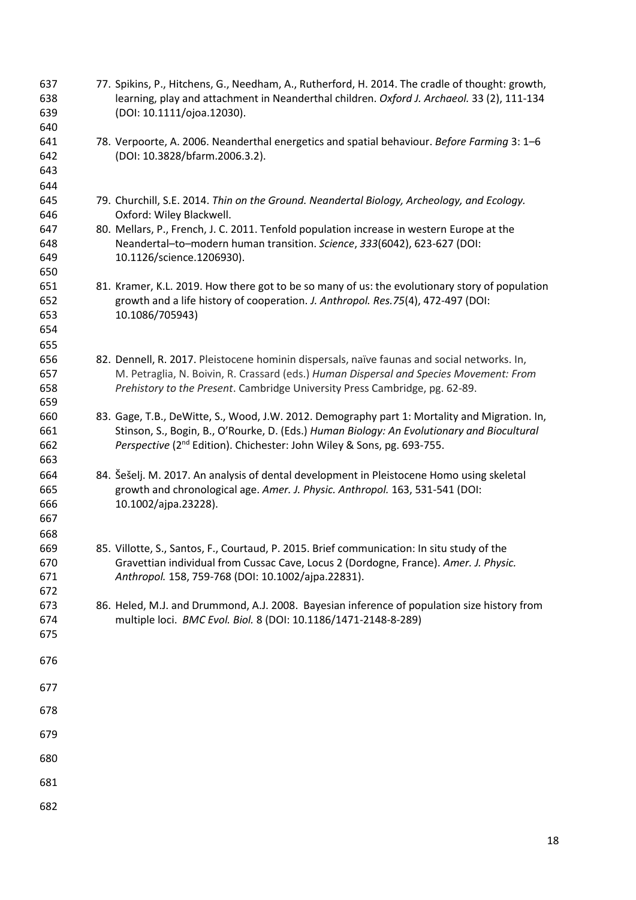77. Spikins, P., Hitchens, G., Needham, A., Rutherford, H. 2014. The cradle of thought: growth, learning, play and attachment in Neanderthal children. *Oxford J. Archaeol.* 33 (2), 111-134 (DOI: 10.1111/ojoa.12030).

78. Verpoorte, A. 2006. Neanderthal energetics and spatial behaviour. *Before Farming* 3: 1–6 (DOI: 10.3828/bfarm.2006.3.2).

79. Churchill, S.E. 2014. *Thin on the Ground. Neandertal Biology, Archeology, and Ecology.* Oxford: Wiley Blackwell.

80. Mellars, P., French, J. C. 2011. Tenfold population increase in western Europe at the Neandertal–to–modern human transition. *Science*, *333*(6042), 623-627 (DOI: 10.1126/science.1206930).

81. Kramer, K.L. 2019. How there got to be so many of us: the evolutionary story of population growth and a life history of cooperation. *J. Anthropol. Res.75*(4), 472-497 (DOI: 10.1086/705943)

82. Dennell, R. 2017. Pleistocene hominin dispersals, naïve faunas and social networks. In, M. Petraglia, N. Boivin, R. Crassard (eds.) *Human Dispersal and Species Movement: From Prehistory to the Present*. Cambridge University Press Cambridge, pg. 62-89.

83. Gage, T.B., DeWitte, S., Wood, J.W. 2012. Demography part 1: Mortality and Migration. In, Stinson, S., Bogin, B., O'Rourke, D. (Eds.) *Human Biology: An Evolutionary and Biocultural Perspective* (2nd Edition). Chichester: John Wiley & Sons, pg. 693-755.

84. Šešelj. M. 2017. An analysis of dental development in Pleistocene Homo using skeletal growth and chronological age. *Amer. J. Physic. Anthropol.* 163, 531-541 (DOI: 10.1002/ajpa.23228).

85. Villotte, S., Santos, F., Courtaud, P. 2015. Brief communication: In situ study of the Gravettian individual from Cussac Cave, Locus 2 (Dordogne, France). *Amer. J. Physic. Anthropol.* 158, 759-768 (DOI: 10.1002/ajpa.22831).

86. Heled, M.J. and Drummond, A.J. 2008. Bayesian inference of population size history from multiple loci. *BMC Evol. Biol.* 8 (DOI: 10.1186/1471-2148-8-289)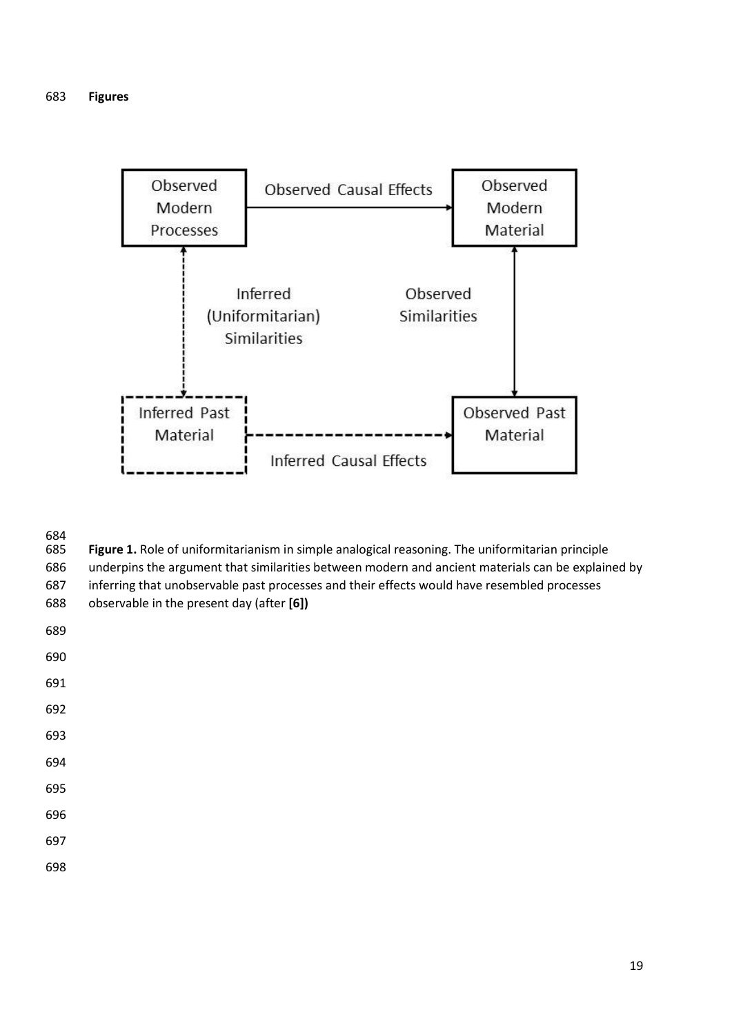**Figures**

**Figure 1.** Role of uniformitarianism in simple analogical reasoning. The uniformitarian principle underpins the argument that similarities between modern and ancient materials can be explained by inferring that unobservable past processes and their effects would have resembled processes observable in the present day (after **[6])**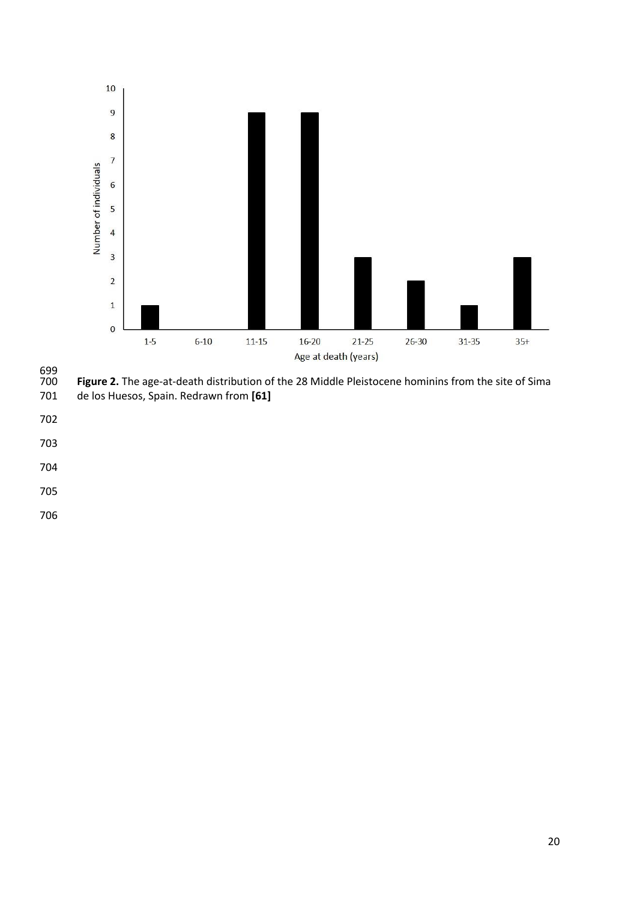10
9
8
7
6
5
4
3
2
1
0

Number of individuals

1-5
6-10
11-15
16-20
21-25
26-30
31-35
35+

Age at death (years)

**Figure 2.** The age-at-death distribution of the 28 Middle Pleistocene hominins from the site of Sima de los Huesos, Spain. Redrawn from **[61]**